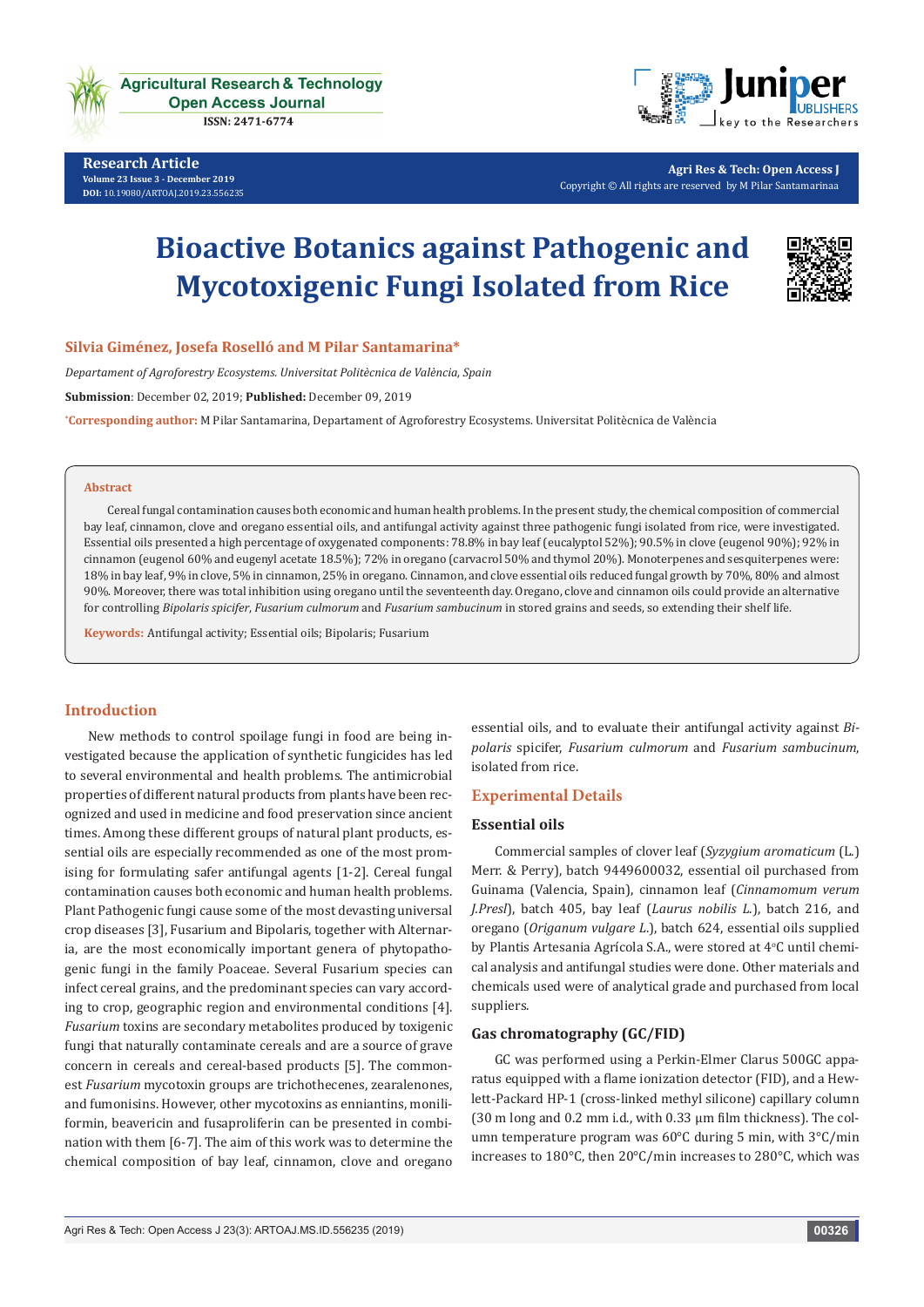Research Article

# Bioactive Botanics against Pathogenic and Mycotoxigenic Fungi Isolated from Rice

**Silvia Giménez, Josefa Roselló and M Pilar Santamarina***

*Departament of Agroforestry Ecosystems. Universitat Politècnica de València, Spain*

**Submission**: December 02, 2019; **Published:** December 09, 2019

***Corresponding author:** M Pilar Santamarina, Departament of Agroforestry Ecosystems. Universitat Politècnica de València

## Abstract

Cereal fungal contamination causes both economic and human health problems. In the present study, the chemical composition of commercial bay leaf, cinnamon, clove and oregano essential oils, and antifungal activity against three pathogenic fungi isolated from rice, were investigated. Essential oils presented a high percentage of oxygenated components: 78.8% in bay leaf (eucalyptol 52%); 90.5% in clove (eugenol 90%); 92% in cinnamon (eugenol 60% and eugenyl acetate 18.5%); 72% in oregano (carvacrol 50% and thymol 20%). Monoterpenes and sesquiterpenes were: 18% in bay leaf, 9% in clove, 5% in cinnamon, 25% in oregano. Cinnamon, and clove essential oils reduced fungal growth by 70%, 80% and almost 90%. Moreover, there was total inhibition using oregano until the seventeenth day. Oregano, clove and cinnamon oils could provide an alternative for controlling *Bipolaris spicifer*, *Fusarium culmorum* and *Fusarium sambucinum* in stored grains and seeds, so extending their shelf life.

**Keywords:** Antifungal activity; Essential oils; Bipolaris; Fusarium

## Introduction

New methods to control spoilage fungi in food are being investigated because the application of synthetic fungicides has led to several environmental and health problems. The antimicrobial properties of different natural products from plants have been recognized and used in medicine and food preservation since ancient times. Among these different groups of natural plant products, essential oils are especially recommended as one of the most promising for formulating safer antifungal agents [1-2]. Cereal fungal contamination causes both economic and human health problems. Plant Pathogenic fungi cause some of the most devasting universal crop diseases [3], Fusarium and Bipolaris, together with Alternaria, are the most economically important genera of phytopathogenic fungi in the family Poaceae. Several Fusarium species can infect cereal grains, and the predominant species can vary according to crop, geographic region and environmental conditions [4]. *Fusarium* toxins are secondary metabolites produced by toxigenic fungi that naturally contaminate cereals and are a source of grave concern in cereals and cereal-based products [5]. The commonest *Fusarium* mycotoxin groups are trichothecenes, zearalenones, and fumonisins. However, other mycotoxins as enniantins, moniliformin, beavericin and fusaproliferin can be presented in combination with them [6-7]. The aim of this work was to determine the chemical composition of bay leaf, cinnamon, clove and oregano essential oils, and to evaluate their antifungal activity against *Bipolaris* spicifer, *Fusarium culmorum* and *Fusarium sambucinum*, isolated from rice.

## Experimental Details

### Essential oils

Commercial samples of clover leaf (*Syzygium aromaticum* (L.) Merr. & Perry), batch 9449600032, essential oil purchased from Guinama (Valencia, Spain), cinnamon leaf (*Cinnamomum verum J.Presl*), batch 405, bay leaf (*Laurus nobilis L.*), batch 216, and oregano (*Origanum vulgare L.*), batch 624, essential oils supplied by Plantis Artesania Agrícola S.A., were stored at 4°C until chemical analysis and antifungal studies were done. Other materials and chemicals used were of analytical grade and purchased from local suppliers.

### Gas chromatography (GC/FID)

GC was performed using a Perkin-Elmer Clarus 500GC apparatus equipped with a flame ionization detector (FID), and a Hewlett-Packard HP-1 (cross-linked methyl silicone) capillary column (30 m long and 0.2 mm i.d., with 0.33 µm film thickness). The column temperature program was 60°C during 5 min, with 3°C/min increases to 180°C, then 20°C/min increases to 280°C, which was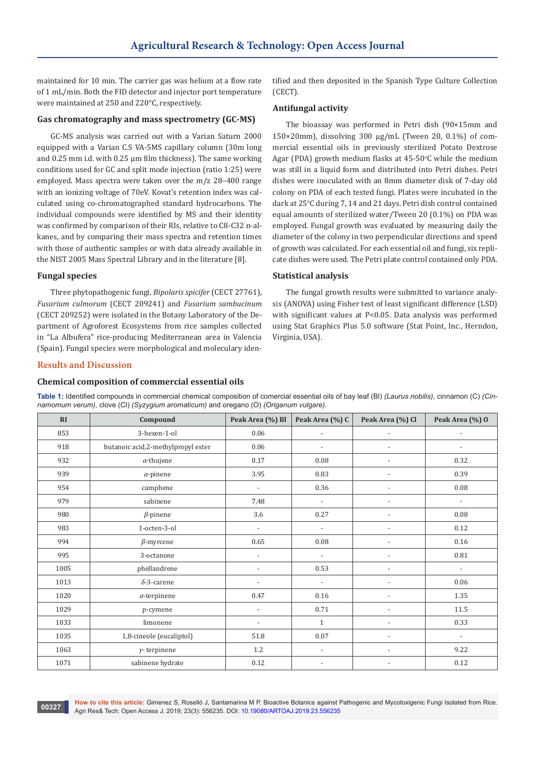maintained for 10 min. The carrier gas was helium at a flow rate of 1 mL/min. Both the FID detector and injector port temperature were maintained at 250 and 220°C, respectively.

### Gas chromatography and mass spectrometry (GC-MS)

GC-MS analysis was carried out with a Varian Saturn 2000 equipped with a Varian C.S VA-5MS capillary column (30m long and 0.25 mm i.d. with 0.25 µm film thickness). The same working conditions used for GC and split mode injection (ratio 1:25) were employed. Mass spectra were taken over the m/z 28–400 range with an ionizing voltage of 70eV. Kovat's retention index was calculated using co-chromatographed standard hydrocarbons. The individual compounds were identified by MS and their identity was confirmed by comparison of their RIs, relative to C8-C32 n-alkanes, and by comparing their mass spectra and retention times with those of authentic samples or with data already available in the NIST 2005 Mass Spectral Library and in the literature [8].

### Fungal species

Three phytopathogenic fungi, *Bipolaris spicifer* (CECT 27761), *Fusarium culmorum* (CECT 209241) and *Fusarium sambucinum* (CECT 209252) were isolated in the Botany Laboratory of the Department of Agroforest Ecosystems from rice samples collected in "La Albufera" rice-producing Mediterranean area in Valencia (Spain). Fungal species were morphological and moleculary identified and then deposited in the Spanish Type Culture Collection (CECT).

### Antifungal activity

The bioassay was performed in Petri dish (90×15mm and 150×20mm), dissolving 300 µg/mL (Tween 20, 0.1%) of commercial essential oils in previously sterilized Potato Dextrose Agar (PDA) growth medium flasks at 45-50°C while the medium was still in a liquid form and distributed into Petri dishes. Petri dishes were inoculated with an 8mm diameter disk of 7-day old colony on PDA of each tested fungi. Plates were incubated in the dark at 25°C during 7, 14 and 21 days. Petri dish control contained equal amounts of sterilized water/Tween 20 (0.1%) on PDA was employed. Fungal growth was evaluated by measuring daily the diameter of the colony in two perpendicular directions and speed of growth was calculated. For each essential oil and fungi, six replicate dishes were used. The Petri plate control contained only PDA.

### Statistical analysis

The fungal growth results were submitted to variance analysis (ANOVA) using Fisher test of least significant difference (LSD) with significant values at $P<0.05$. Data analysis was performed using Stat Graphics Plus 5.0 software (Stat Point, Inc., Herndon, Virginia, USA).

## Results and Discussion

### Chemical composition of commercial essential oils

**Table 1:** Identified compounds in commercial chemical composition of comercial essential oils of bay leaf (Bl) *(Laurus nobilis)*, cinnamon (C) *(Cinnamomum verum)*, clove (Cl) *(Syzygium aromaticum)* and oregano (O) *(Origanum vulgare)*.

| RI | Compound | Peak Area (%) Bl | Peak Area (%) C | Peak Area (%) Cl | Peak Area (%) O |
|---|---|---|---|---|---|
| 853 | 3-hexen-1-ol | 0.06 | - | - | - |
| 918 | butanoic acid,2-methylpropyl ester | 0.06 | - | - | - |
| 932 | α-thujene | 0.17 | 0.08 | - | 0.32 |
| 939 | α-pinene | 3.95 | 0.83 | - | 0.39 |
| 954 | camphene | - | 0.36 | - | 0.08 |
| 979 | sabinene | 7,48 | - | - | - |
| 980 | β-pinene | 3.6 | 0.27 | - | 0.08 |
| 983 | 1-octen-3-ol | - | - | - | 0.12 |
| 994 | β-myrcene | 0.65 | 0.08 | - | 0.16 |
| 995 | 3-octanone | - | - | - | 0.81 |
| 1005 | phellandrene | - | 0.53 | - | - |
| 1013 | δ-3-carene | - | - | - | 0.06 |
| 1020 | α-terpinene | 0.47 | 0.16 | - | 1.35 |
| 1029 | p-cymene | - | 0.71 | - | 11.5 |
| 1033 | limonene | - | 1 | - | 0.33 |
| 1035 | 1,8-cineole (eucaliptol) | 51.8 | 0.07 | - | - |
| 1063 | γ- terpinene | 1.2 | - | - | 9.22 |
| 1071 | sabinene hydrate | 0.12 | - | - | 0.12 |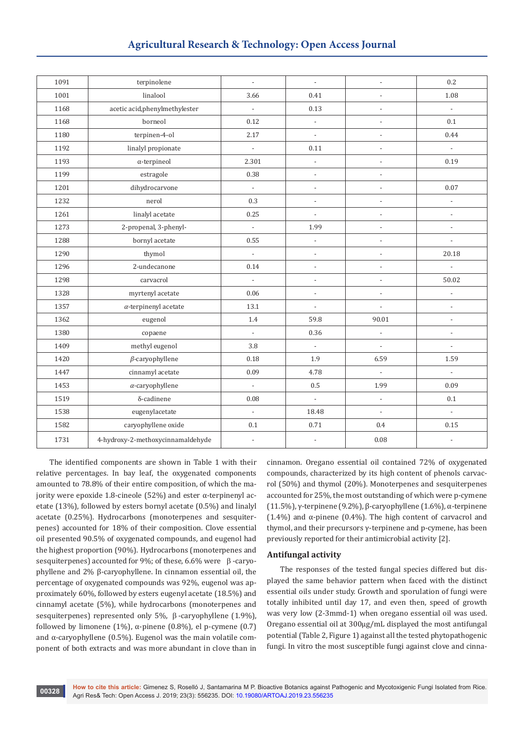| 1091 | terpinolene | - | - | - | 0.2 |
|---|---|---|---|---|---|
| 1001 | linalool | 3.66 | 0.41 | - | 1.08 |
| 1168 | acetic acid,phenylmethylester | - | 0.13 | - | - |
| 1168 | borneol | 0.12 | - | - | 0.1 |
| 1180 | terpinen-4-ol | 2.17 | - | - | 0.44 |
| 1192 | linalyl propionate | - | 0.11 | - | - |
| 1193 | α-terpineol | 2.301 | - | - | 0.19 |
| 1199 | estragole | 0.38 | - | - | |
| 1201 | dihydrocarvone | - | - | - | 0.07 |
| 1232 | nerol | 0.3 | - | - | - |
| 1261 | linalyl acetate | 0.25 | - | - | - |
| 1273 | 2-propenal, 3-phenyl- | - | 1.99 | - | - |
| 1288 | bornyl acetate | 0.55 | - | - | - |
| 1290 | thymol | - | - | - | 20.18 |
| 1296 | 2-undecanone | 0.14 | - | - | - |
| 1298 | carvacrol | - | - | - | 50.02 |
| 1328 | myrtenyl acetate | 0.06 | - | - | - |
| 1357 | *α*-terpinenyl acetate | 13.1 | - | - | - |
| 1362 | eugenol | 1.4 | 59.8 | 90.01 | - |
| 1380 | copaene | - | 0.36 | - | - |
| 1409 | methyl eugenol | 3.8 | - | - | - |
| 1420 | *β*-caryophyllene | 0.18 | 1.9 | 6.59 | 1.59 |
| 1447 | cinnamyl acetate | 0.09 | 4.78 | - | - |
| 1453 | *α*-caryophyllene | - | 0.5 | 1.99 | 0.09 |
| 1519 | δ-cadinene | 0.08 | - | - | 0.1 |
| 1538 | eugenylacetate | - | 18.48 | - | - |
| 1582 | caryophyllene oxide | 0.1 | 0.71 | 0.4 | 0.15 |
| 1731 | 4-hydroxy-2-methoxycinnamaldehyde | - | - | 0.08 | - |

The identified components are shown in Table 1 with their relative percentages. In bay leaf, the oxygenated components amounted to 78.8% of their entire composition, of which the majority were epoxide 1.8-cineole (52%) and ester α-terpinenyl acetate (13%), followed by esters bornyl acetate (0.5%) and linalyl acetate (0.25%). Hydrocarbons (monoterpenes and sesquiterpenes) accounted for 18% of their composition. Clove essential oil presented 90.5% of oxygenated compounds, and eugenol had the highest proportion (90%). Hydrocarbons (monoterpenes and sesquiterpenes) accounted for 9%; of these, 6.6% were β-caryophyllene and 2% β-caryophyllene. In cinnamon essential oil, the percentage of oxygenated compounds was 92%, eugenol was approximately 60%, followed by esters eugenyl acetate (18.5%) and cinnamyl acetate (5%), while hydrocarbons (monoterpenes and sesquiterpenes) represented only 5%, β-caryophyllene (1.9%), followed by limonene (1%), α-pinene (0.8%), el p-cymene (0.7) and α-caryophyllene (0.5%). Eugenol was the main volatile component of both extracts and was more abundant in clove than in cinnamon. Oregano essential oil contained 72% of oxygenated compounds, characterized by its high content of phenols carvacrol (50%) and thymol (20%). Monoterpenes and sesquiterpenes accounted for 25%, the most outstanding of which were p-cymene (11.5%), γ-terpinene (9.2%), β-caryophyllene (1.6%), α-terpinene (1.4%) and α-pinene (0.4%). The high content of carvacrol and thymol, and their precursors γ-terpinene and p-cymene, has been previously reported for their antimicrobial activity [2].

### Antifungal activity

The responses of the tested fungal species differed but displayed the same behavior pattern when faced with the distinct essential oils under study. Growth and sporulation of fungi were totally inhibited until day 17, and even then, speed of growth was very low (2-3mmd-1) when oregano essential oil was used. Oregano essential oil at 300µg/mL displayed the most antifungal potential (Table 2, Figure 1) against all the tested phytopathogenic fungi. In vitro the most susceptible fungi against clove and cinna-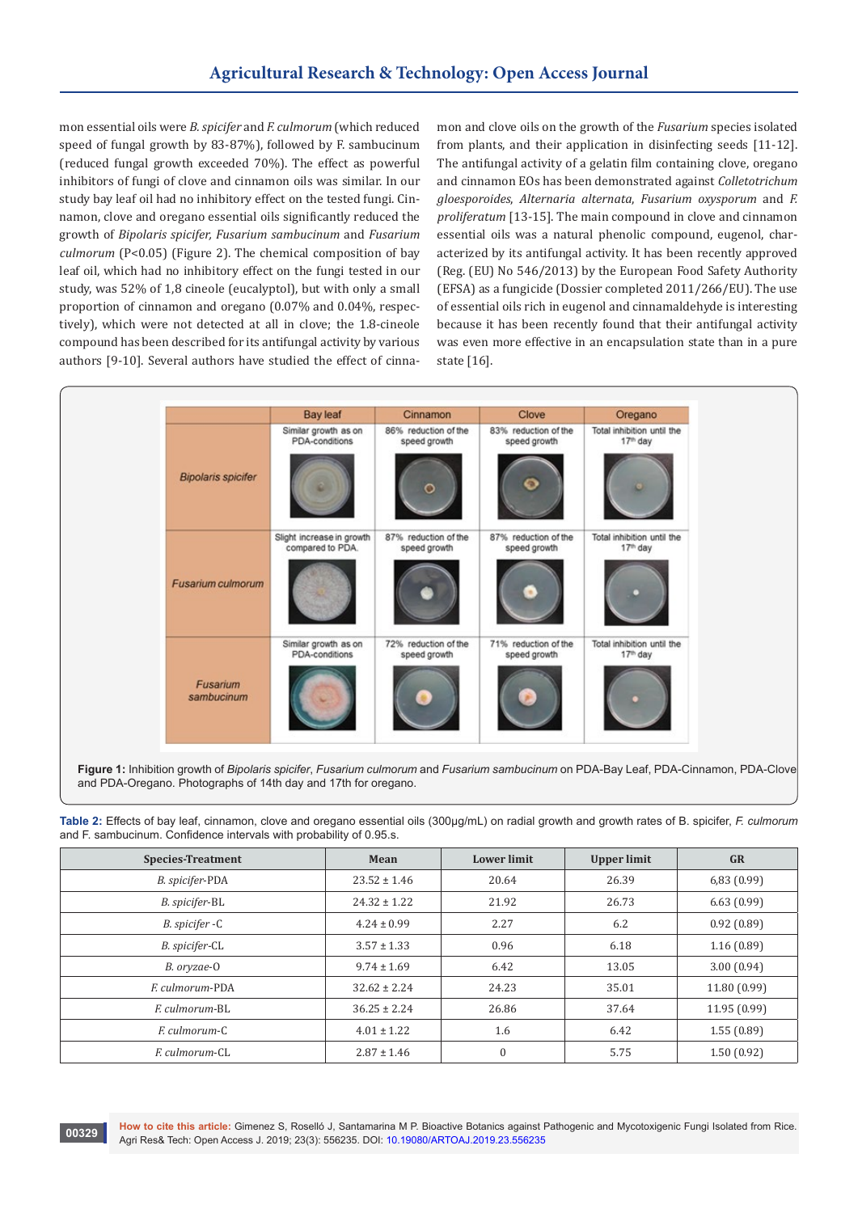mon essential oils were *B. spicifer* and *F. culmorum* (which reduced speed of fungal growth by 83-87%), followed by F. sambucinum (reduced fungal growth exceeded 70%). The effect as powerful inhibitors of fungi of clove and cinnamon oils was similar. In our study bay leaf oil had no inhibitory effect on the tested fungi. Cinnamon, clove and oregano essential oils significantly reduced the growth of *Bipolaris spicifer, Fusarium sambucinum* and *Fusarium culmorum* ($P<0.05$) (Figure 2). The chemical composition of bay leaf oil, which had no inhibitory effect on the fungi tested in our study, was 52% of 1,8 cineole (eucalyptol), but with only a small proportion of cinnamon and oregano (0.07% and 0.04%, respectively), which were not detected at all in clove; the 1.8-cineole compound has been described for its antifungal activity by various authors [9-10]. Several authors have studied the effect of cinnamon and clove oils on the growth of the *Fusarium* species isolated from plants, and their application in disinfecting seeds [11-12]. The antifungal activity of a gelatin film containing clove, oregano and cinnamon EOs has been demonstrated against *Colletotrichum gloesporoides*, *Alternaria alternata*, *Fusarium oxysporum* and *F. proliferatum* [13-15]. The main compound in clove and cinnamon essential oils was a natural phenolic compound, eugenol, characterized by its antifungal activity. It has been recently approved (Reg. (EU) No 546/2013) by the European Food Safety Authority (EFSA) as a fungicide (Dossier completed 2011/266/EU). The use of essential oils rich in eugenol and cinnamaldehyde is interesting because it has been recently found that their antifungal activity was even more effective in an encapsulation state than in a pure state [16].

| | Bay leaf | Cinnamon | Clove | Oregano |
|---|---|---|---|---|
| *Bipolaris spicifer* | Similar growth as on PDA-conditions | 86% reduction of the speed growth | 83% reduction of the speed growth | Total inhibition until the 17th day |
| *Fusarium culmorum* | Slight increase in growth compared to PDA. | 87% reduction of the speed growth | 87% reduction of the speed growth | Total inhibition until the 17th day |
| *Fusarium sambucinum* | Similar growth as on PDA-conditions | 72% reduction of the speed growth | 71% reduction of the speed growth | Total inhibition until the 17th day |

**Figure 1:** Inhibition growth of *Bipolaris spicifer*, *Fusarium culmorum* and *Fusarium sambucinum* on PDA-Bay Leaf, PDA-Cinnamon, PDA-Clove and PDA-Oregano. Photographs of 14th day and 17th for oregano.

**Table 2:** Effects of bay leaf, cinnamon, clove and oregano essential oils (300µg/mL) on radial growth and growth rates of B. spicifer, *F. culmorum* and F. sambucinum. Confidence intervals with probability of 0.95.s.

| Species-Treatment | Mean | Lower limit | Upper limit | GR |
|---|---|---|---|---|
| *B. spicifer*-PDA | 23.52 ± 1.46 | 20.64 | 26.39 | 6,83 (0.99) |
| *B. spicifer*-BL | 24.32 ± 1.22 | 21.92 | 26.73 | 6.63 (0.99) |
| *B. spicifer* -C | 4.24 ± 0.99 | 2.27 | 6.2 | 0.92 (0.89) |
| *B. spicifer*-CL | 3.57 ± 1.33 | 0.96 | 6.18 | 1.16 (0.89) |
| *B. oryzae*-O | 9.74 ± 1.69 | 6.42 | 13.05 | 3.00 (0.94) |
| *F. culmorum*-PDA | 32.62 ± 2.24 | 24.23 | 35.01 | 11.80 (0.99) |
| *F. culmorum*-BL | 36.25 ± 2.24 | 26.86 | 37.64 | 11.95 (0.99) |
| *F. culmorum*-C | 4.01 ± 1.22 | 1.6 | 6.42 | 1.55 (0.89) |
| *F. culmorum*-CL | 2.87 ± 1.46 | 0 | 5.75 | 1.50 (0.92) |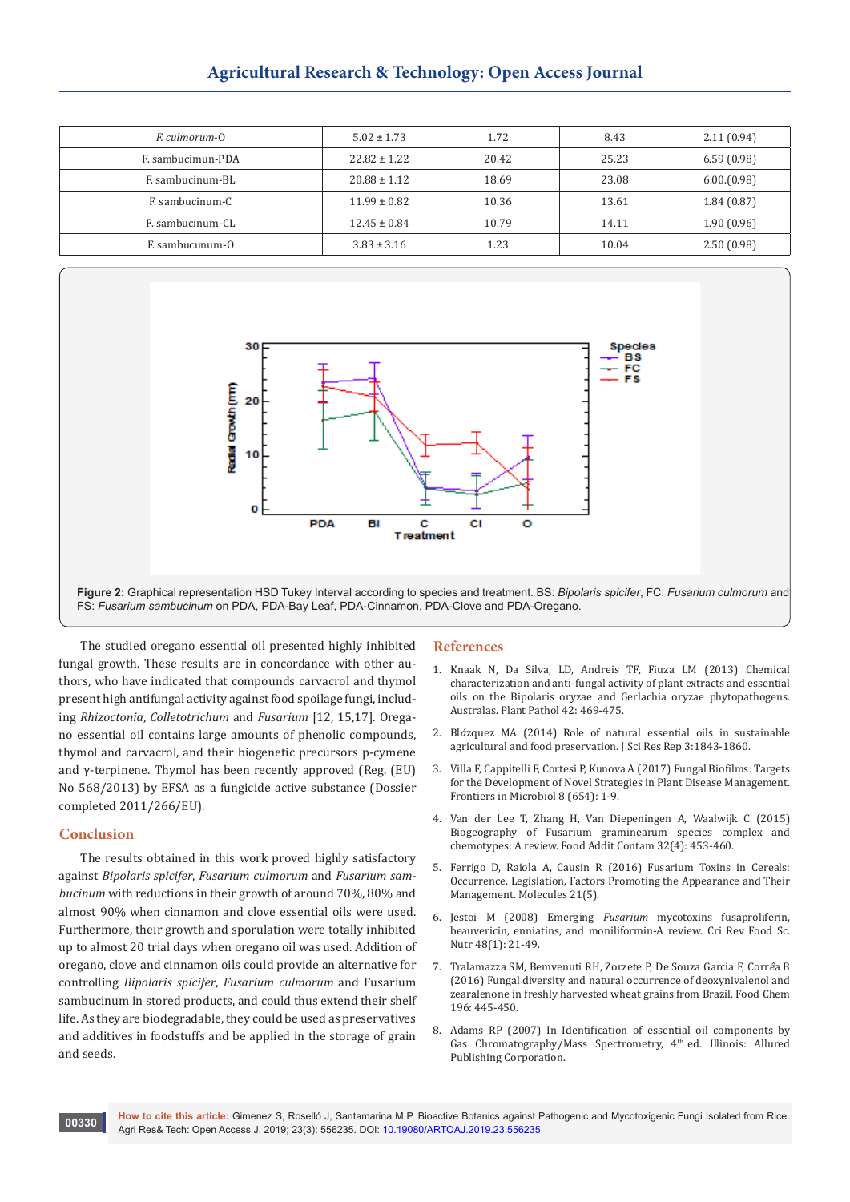| | | | | |
|---|---|---|---|---|
| *F. culmorum*-O | 5.02 ± 1.73 | 1.72 | 8.43 | 2.11 (0.94) |
| F. sambucimun-PDA | 22.82 ± 1.22 | 20.42 | 25.23 | 6.59 (0.98) |
| F. sambucinum-BL | 20.88 ± 1.12 | 18.69 | 23.08 | 6.00.(0.98) |
| F. sambucinum-C | 11.99 ± 0.82 | 10.36 | 13.61 | 1.84 (0.87) |
| F. sambucinum-CL | 12.45 ± 0.84 | 10.79 | 14.11 | 1.90 (0.96) |
| F. sambucunum-O | 3.83 ± 3.16 | 1.23 | 10.04 | 2.50 (0.98) |

**Figure 2:** Graphical representation HSD Tukey Interval according to species and treatment. BS: *Bipolaris spicifer*, FC: *Fusarium culmorum* and FS: *Fusarium sambucinum* on PDA, PDA-Bay Leaf, PDA-Cinnamon, PDA-Clove and PDA-Oregano.

The studied oregano essential oil presented highly inhibited fungal growth. These results are in concordance with other authors, who have indicated that compounds carvacrol and thymol present high antifungal activity against food spoilage fungi, including *Rhizoctonia*, *Colletotrichum* and *Fusarium* [12, 15,17]. Oregano essential oil contains large amounts of phenolic compounds, thymol and carvacrol, and their biogenetic precursors p-cymene and γ-terpinene. Thymol has been recently approved (Reg. (EU) No 568/2013) by EFSA as a fungicide active substance (Dossier completed 2011/266/EU).

## Conclusion

The results obtained in this work proved highly satisfactory against *Bipolaris spicifer*, *Fusarium culmorum* and *Fusarium sambucinum* with reductions in their growth of around 70%, 80% and almost 90% when cinnamon and clove essential oils were used. Furthermore, their growth and sporulation were totally inhibited up to almost 20 trial days when oregano oil was used. Addition of oregano, clove and cinnamon oils could provide an alternative for controlling *Bipolaris spicifer*, *Fusarium culmorum* and Fusarium sambucinum in stored products, and could thus extend their shelf life. As they are biodegradable, they could be used as preservatives and additives in foodstuffs and be applied in the storage of grain and seeds.

## References

1. Knaak N, Da Silva, LD, Andreis TF, Fiuza LM (2013) Chemical characterization and anti-fungal activity of plant extracts and essential oils on the Bipolaris oryzae and Gerlachia oryzae phytopathogens. Australas. Plant Pathol 42: 469-475.
2. Bl*á*zquez MA (2014) Role of natural essential oils in sustainable agricultural and food preservation. J Sci Res Rep 3:1843-1860.
3. Villa F, Cappitelli F, Cortesi P, Kunova A (2017) Fungal Biofilms: Targets for the Development of Novel Strategies in Plant Disease Management. Frontiers in Microbiol 8 (654): 1-9.
4. Van der Lee T, Zhang H, Van Diepeningen A, Waalwijk C (2015) Biogeography of Fusarium graminearum species complex and chemotypes: A review. Food Addit Contam 32(4): 453-460.
5. Ferrigo D, Raiola A, Causin R (2016) Fusarium Toxins in Cereals: Occurrence, Legislation, Factors Promoting the Appearance and Their Management. Molecules 21(5).
6. Jestoi M (2008) Emerging *Fusarium* mycotoxins fusaproliferin, beauvericin, enniatins, and moniliformin-A review. Cri Rev Food Sc. Nutr 48(1): 21-49.
7. Tralamazza SM, Bemvenuti RH, Zorzete P, De Souza Garcia F, Corrêa B (2016) Fungal diversity and natural occurrence of deoxynivalenol and zearalenone in freshly harvested wheat grains from Brazil. Food Chem 196: 445-450.
8. Adams RP (2007) In Identification of essential oil components by Gas Chromatography/Mass Spectrometry, 4th ed. Illinois: Allured Publishing Corporation.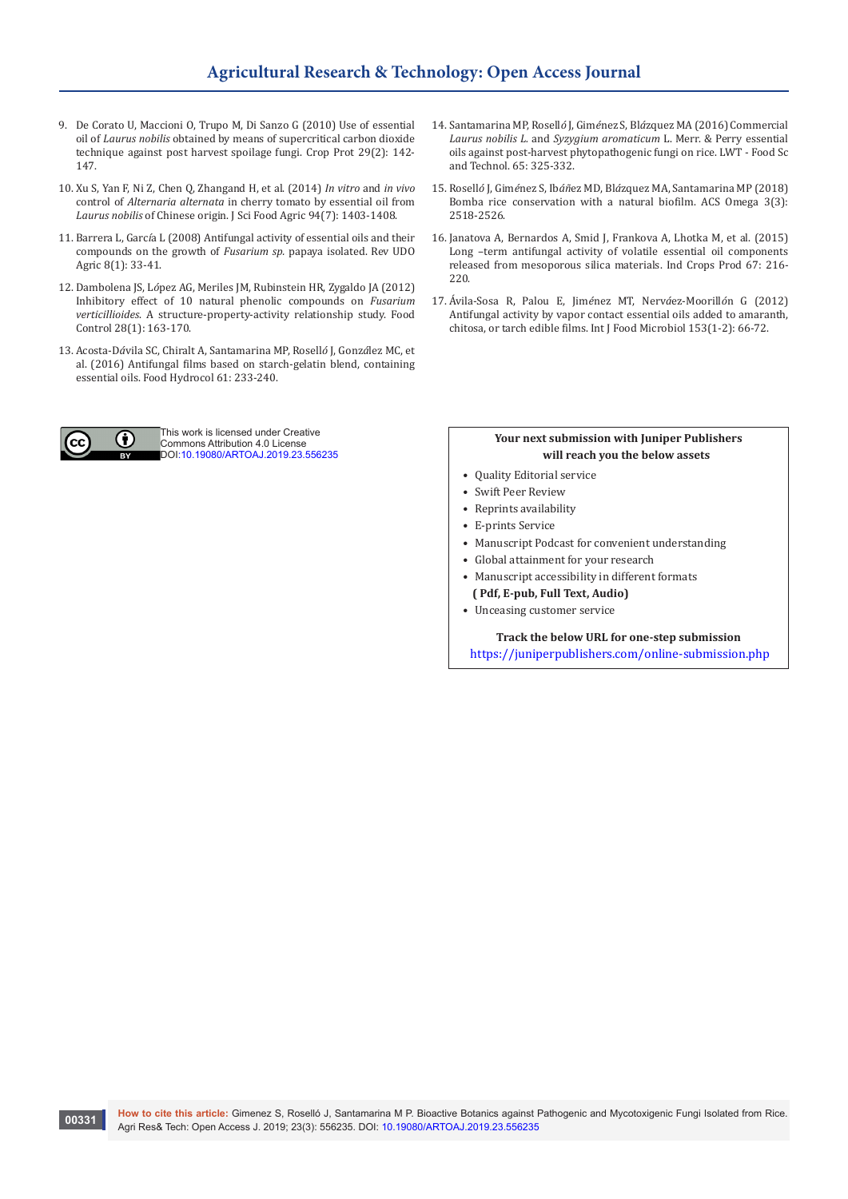9. De Corato U, Maccioni O, Trupo M, Di Sanzo G (2010) Use of essential oil of *Laurus nobilis* obtained by means of supercritical carbon dioxide technique against post harvest spoilage fungi. Crop Prot 29(2): 142-147.

10. Xu S, Yan F, Ni Z, Chen Q, Zhangand H, et al. (2014) *In vitro* and *in vivo* control of *Alternaria alternata* in cherry tomato by essential oil from *Laurus nobilis* of Chinese origin. J Sci Food Agric 94(7): 1403-1408.

11. Barrera L, García L (2008) Antifungal activity of essential oils and their compounds on the growth of *Fusarium sp.* papaya isolated. Rev UDO Agric 8(1): 33-41.

12. Dambolena JS, López AG, Meriles JM, Rubinstein HR, Zygaldo JA (2012) Inhibitory effect of 10 natural phenolic compounds on *Fusarium verticillioides*. A structure-property-activity relationship study. Food Control 28(1): 163-170.

13. Acosta-Dávila SC, Chiralt A, Santamarina MP, Roselló J, González MC, et al. (2016) Antifungal films based on starch-gelatin blend, containing essential oils. Food Hydrocol 61: 233-240.

14. Santamarina MP, Roselló J, Giménez S, Blázquez MA (2016) Commercial *Laurus nobilis L.* and *Syzygium aromaticum* L. Merr. & Perry essential oils against post-harvest phytopathogenic fungi on rice. LWT - Food Sc and Technol. 65: 325-332.

15. Roselló J, Giménez S, Ibáñez MD, Blázquez MA, Santamarina MP (2018) Bomba rice conservation with a natural biofilm. ACS Omega 3(3): 2518-2526.

16. Janatova A, Bernardos A, Smid J, Frankova A, Lhotka M, et al. (2015) Long –term antifungal activity of volatile essential oil components released from mesoporous silica materials. Ind Crops Prod 67: 216-220.

17. Ávila-Sosa R, Palou E, Jiménez MT, Nervádez-Moorillón G (2012) Antifungal activity by vapor contact essential oils added to amaranth, chitosa, or tarch edible films. Int J Food Microbiol 153(1-2): 66-72.

This work is licensed under Creative Commons Attribution 4.0 License
DOI:10.19080/ARTOAJ.2019.23.556235

**Your next submission with Juniper Publishers will reach you the below assets**

- Quality Editorial service
- Swift Peer Review
- Reprints availability
- E-prints Service
- Manuscript Podcast for convenient understanding
- Global attainment for your research
- Manuscript accessibility in different formats
  **( Pdf, E-pub, Full Text, Audio)**
- Unceasing customer service

**Track the below URL for one-step submission**
https://juniperpublishers.com/online-submission.php

**How to cite this article:** Gimenez S, Roselló J, Santamarina M P. Bioactive Botanics against Pathogenic and Mycotoxigenic Fungi Isolated from Rice. Agri Res& Tech: Open Access J. 2019; 23(3): 556235. DOI: 10.19080/ARTOAJ.2019.23.556235